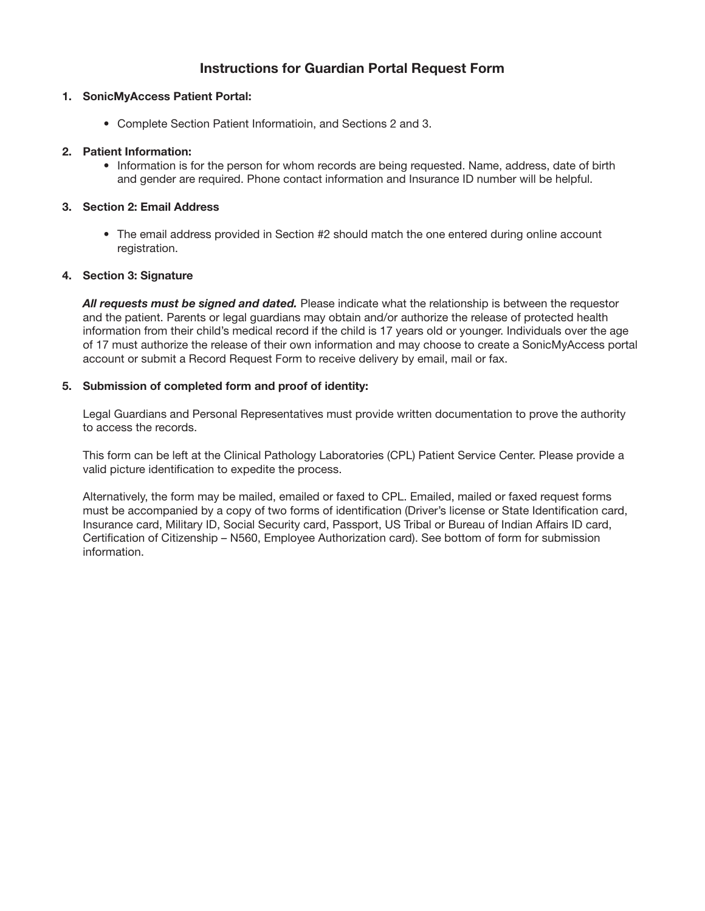# Instructions for Guardian Portal Request Form

1. **SonicMyAccess Patient Portal:**

    - Complete Section Patient Informatioin, and Sections 2 and 3.

2. **Patient Information:**

    - Information is for the person for whom records are being requested. Name, address, date of birth and gender are required. Phone contact information and Insurance ID number will be helpful.

3. **Section 2: Email Address**

    - The email address provided in Section #2 should match the one entered during online account registration.

4. **Section 3: Signature**

    ***All requests must be signed and dated.*** Please indicate what the relationship is between the requestor and the patient. Parents or legal guardians may obtain and/or authorize the release of protected health information from their child's medical record if the child is 17 years old or younger. Individuals over the age of 17 must authorize the release of their own information and may choose to create a SonicMyAccess portal account or submit a Record Request Form to receive delivery by email, mail or fax.

5. **Submission of completed form and proof of identity:**

    Legal Guardians and Personal Representatives must provide written documentation to prove the authority to access the records.

    This form can be left at the Clinical Pathology Laboratories (CPL) Patient Service Center. Please provide a valid picture identification to expedite the process.

    Alternatively, the form may be mailed, emailed or faxed to CPL. Emailed, mailed or faxed request forms must be accompanied by a copy of two forms of identification (Driver's license or State Identification card, Insurance card, Military ID, Social Security card, Passport, US Tribal or Bureau of Indian Affairs ID card, Certification of Citizenship – N560, Employee Authorization card). See bottom of form for submission information.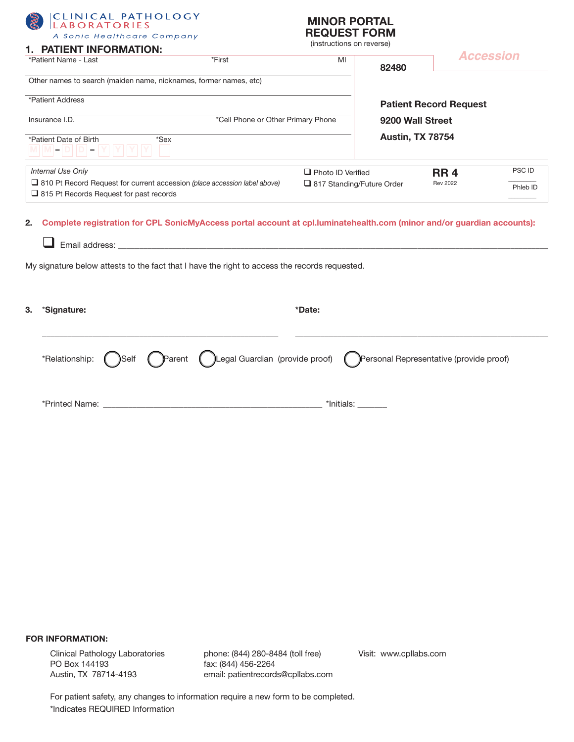CLINICAL PATHOLOGY LABORATORIES
A Sonic Healthcare Company

# MINOR PORTAL REQUEST FORM

(instructions on reverse)

## 1. PATIENT INFORMATION:

*Patient Name - Last | *First | MI

Other names to search (maiden name, nicknames, former names, etc)

*Patient Address

Insurance I.D. | *Cell Phone or Other Primary Phone

*Patient Date of Birth: M M – D D – Y Y Y Y | *Sex

Accession

**82480**

**Patient Record Request**
**9200 Wall Street**
**Austin, TX 78754**

*Internal Use Only*

- ❑ 810 Pt Record Request for current accession *(place accession label above)*
- ❑ 815 Pt Records Request for past records
- ❑ Photo ID Verified
- ❑ 817 Standing/Future Order

**RR 4**
Rev 2022

PSC ID ________

Phleb ID ________

## 2. Complete registration for CPL SonicMyAccess portal account at cpl.luminatehealth.com (minor and/or guardian accounts):

❑ Email address: ______________________________________________

My signature below attests to the fact that I have the right to access the records requested.

## 3. *Signature:

______________________________ **\*Date:** ______________________________

*Relationship: ◯ Self ◯ Parent ◯ Legal Guardian (provide proof) ◯ Personal Representative (provide proof)

*Printed Name: ______________________________ *Initials: _______

**FOR INFORMATION:**

Clinical Pathology Laboratories
PO Box 144193
Austin, TX 78714-4193

phone: (844) 280-8484 (toll free)
fax: (844) 456-2264
email: patientrecords@cpllabs.com

Visit: www.cpllabs.com

For patient safety, any changes to information require a new form to be completed.

*Indicates REQUIRED Information